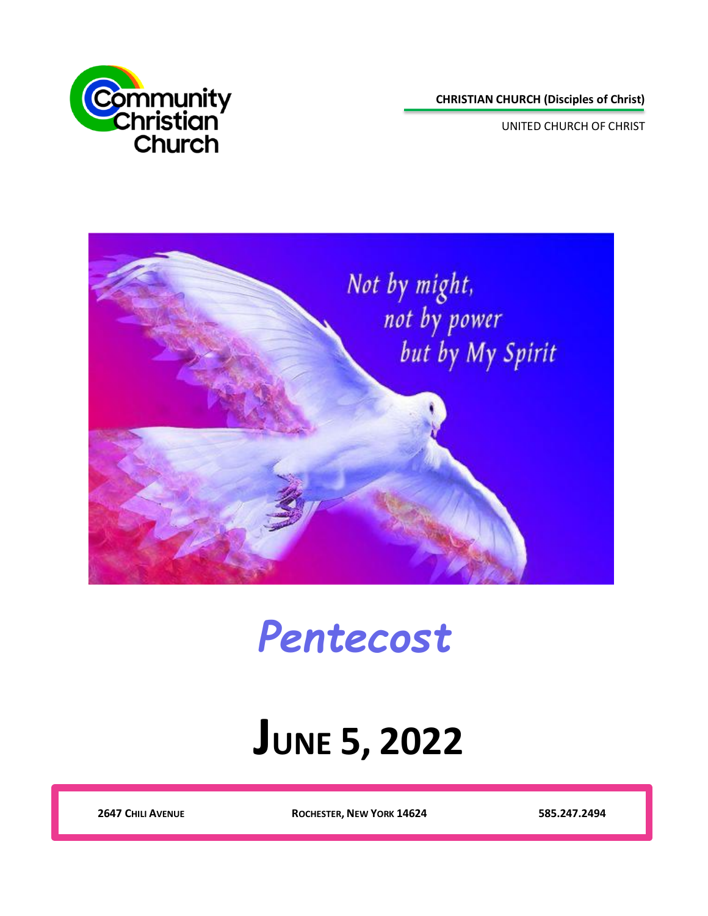Community Christian Church

**CHRISTIAN CHURCH (Disciples of Christ)**

UNITED CHURCH OF CHRIST

Not by might,
not by power
but by My Spirit

# *Pentecost*

# JUNE 5, 2022

**2647 CHILI AVENUE** | **ROCHESTER, NEW YORK 14624** | **585.247.2494**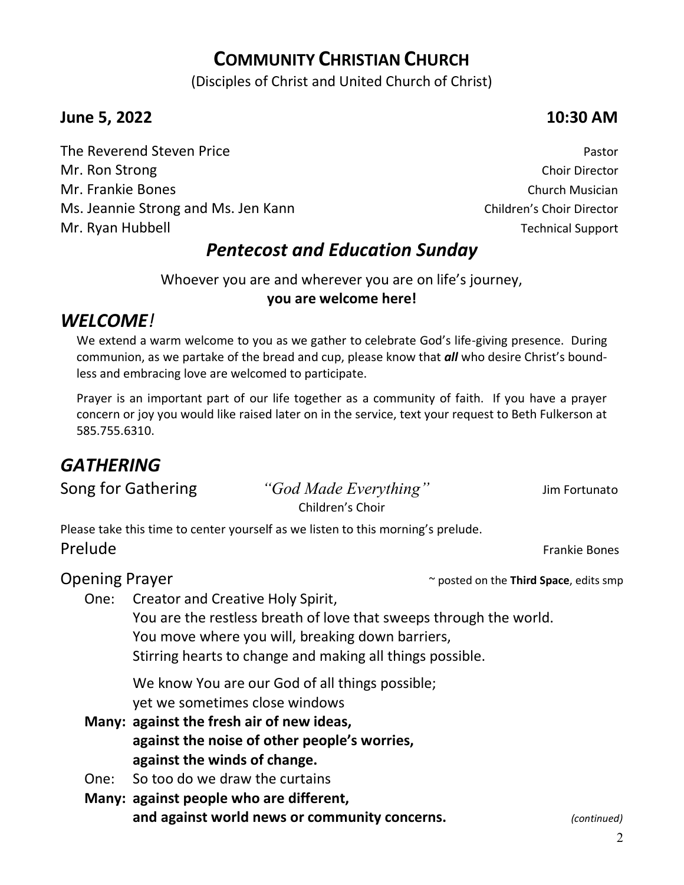# COMMUNITY CHRISTIAN CHURCH

(Disciples of Christ and United Church of Christ)

**June 5, 2022** **10:30 AM**

| | |
|---|---|
| The Reverend Steven Price | Pastor |
| Mr. Ron Strong | Choir Director |
| Mr. Frankie Bones | Church Musician |
| Ms. Jeannie Strong and Ms. Jen Kann | Children's Choir Director |
| Mr. Ryan Hubbell | Technical Support |

## *Pentecost and Education Sunday*

Whoever you are and wherever you are on life's journey,
**you are welcome here!**

## *WELCOME!*

We extend a warm welcome to you as we gather to celebrate God's life-giving presence. During communion, as we partake of the bread and cup, please know that ***all*** who desire Christ's boundless and embracing love are welcomed to participate.

Prayer is an important part of our life together as a community of faith. If you have a prayer concern or joy you would like raised later on in the service, text your request to Beth Fulkerson at 585.755.6310.

## *GATHERING*

Song for Gathering *"God Made Everything"* Jim Fortunato
Children's Choir

Please take this time to center yourself as we listen to this morning's prelude.

Prelude Frankie Bones

Opening Prayer ~ posted on the **Third Space**, edits smp

One: Creator and Creative Holy Spirit,
You are the restless breath of love that sweeps through the world.
You move where you will, breaking down barriers,
Stirring hearts to change and making all things possible.

We know You are our God of all things possible;
yet we sometimes close windows

**Many: against the fresh air of new ideas,**
**against the noise of other people's worries,**
**against the winds of change.**

One: So too do we draw the curtains

**Many: against people who are different,**
**and against world news or community concerns.**

*(continued)*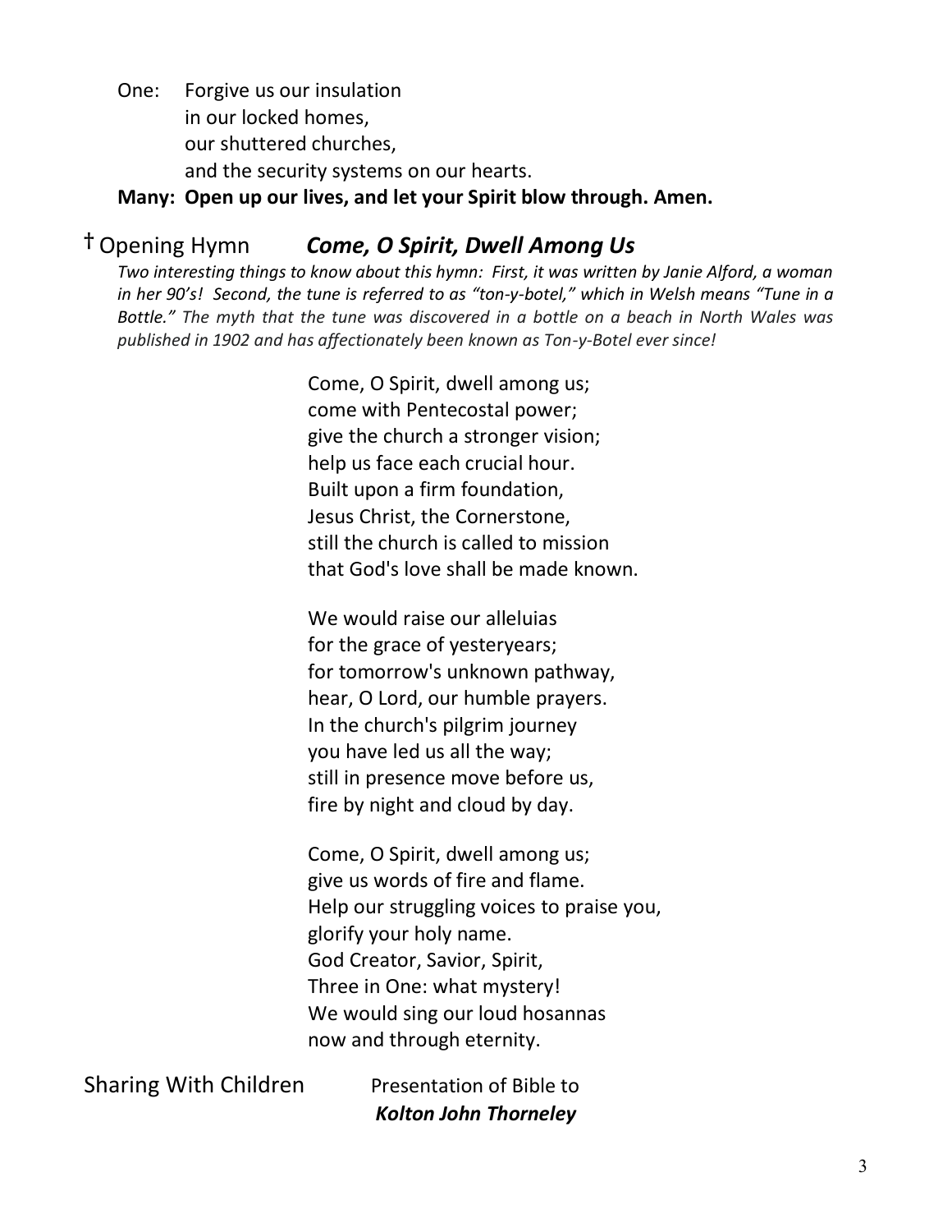One: Forgive us our insulation
in our locked homes,
our shuttered churches,
and the security systems on our hearts.

**Many: Open up our lives, and let your Spirit blow through. Amen.**

## † Opening Hymn ***Come, O Spirit, Dwell Among Us***

*Two interesting things to know about this hymn: First, it was written by Janie Alford, a woman in her 90's! Second, the tune is referred to as "ton-y-botel," which in Welsh means "Tune in a Bottle." The myth that the tune was discovered in a bottle on a beach in North Wales was published in 1902 and has affectionately been known as Ton-y-Botel ever since!*

Come, O Spirit, dwell among us;
come with Pentecostal power;
give the church a stronger vision;
help us face each crucial hour.
Built upon a firm foundation,
Jesus Christ, the Cornerstone,
still the church is called to mission
that God's love shall be made known.

We would raise our alleluias
for the grace of yesteryears;
for tomorrow's unknown pathway,
hear, O Lord, our humble prayers.
In the church's pilgrim journey
you have led us all the way;
still in presence move before us,
fire by night and cloud by day.

Come, O Spirit, dwell among us;
give us words of fire and flame.
Help our struggling voices to praise you,
glorify your holy name.
God Creator, Savior, Spirit,
Three in One: what mystery!
We would sing our loud hosannas
now and through eternity.

## Sharing With Children

Presentation of Bible to
***Kolton John Thorneley***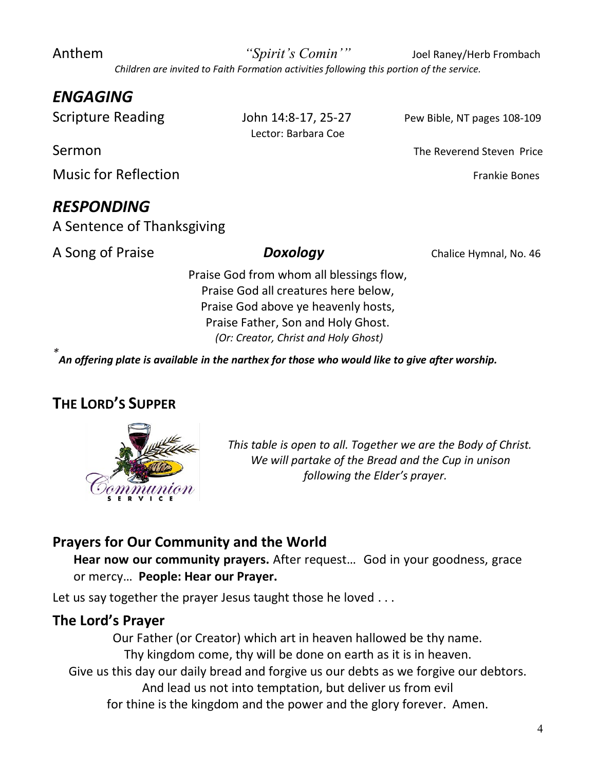Anthem *"Spirit's Comin'"* Joel Raney/Herb Frombach

*Children are invited to Faith Formation activities following this portion of the service.*

## *ENGAGING*

Scripture Reading John 14:8-17, 25-27 Pew Bible, NT pages 108-109

Lector: Barbara Coe

Sermon The Reverend Steven Price

Music for Reflection Frankie Bones

## *RESPONDING*

A Sentence of Thanksgiving

A Song of Praise ***Doxology*** Chalice Hymnal, No. 46

Praise God from whom all blessings flow,
Praise God all creatures here below,
Praise God above ye heavenly hosts,
Praise Father, Son and Holy Ghost.
*(Or: Creator, Christ and Holy Ghost)*

\* ***An offering plate is available in the narthex for those who would like to give after worship.***

## THE LORD'S SUPPER

*This table is open to all. Together we are the Body of Christ. We will partake of the Bread and the Cup in unison following the Elder's prayer.*

### Prayers for Our Community and the World

**Hear now our community prayers.** After request… God in your goodness, grace or mercy… **People: Hear our Prayer.**

Let us say together the prayer Jesus taught those he loved . . .

### The Lord's Prayer

Our Father (or Creator) which art in heaven hallowed be thy name.
Thy kingdom come, thy will be done on earth as it is in heaven.
Give us this day our daily bread and forgive us our debts as we forgive our debtors.
And lead us not into temptation, but deliver us from evil
for thine is the kingdom and the power and the glory forever. Amen.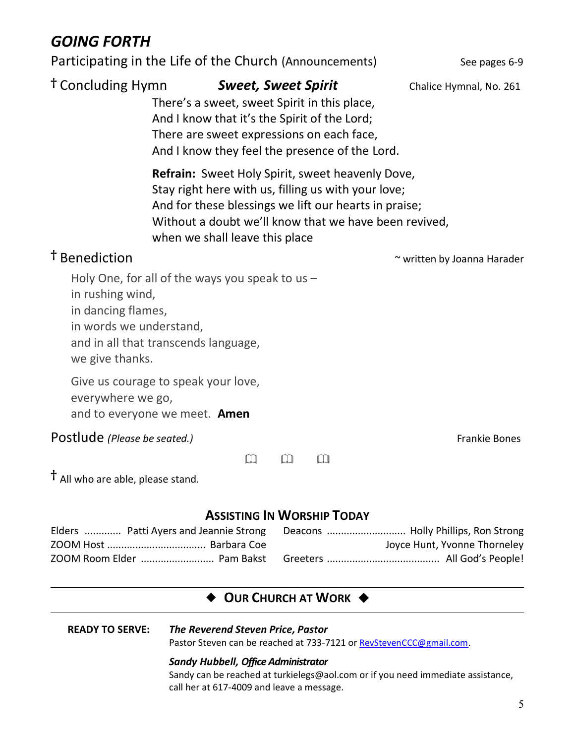# *GOING FORTH*

Participating in the Life of the Church (Announcements) See pages 6-9

† Concluding Hymn ***Sweet, Sweet Spirit*** Chalice Hymnal, No. 261

There's a sweet, sweet Spirit in this place,
And I know that it's the Spirit of the Lord;
There are sweet expressions on each face,
And I know they feel the presence of the Lord.

**Refrain:** Sweet Holy Spirit, sweet heavenly Dove,
Stay right here with us, filling us with your love;
And for these blessings we lift our hearts in praise;
Without a doubt we'll know that we have been revived,
when we shall leave this place

† Benediction ~ written by Joanna Harader

Holy One, for all of the ways you speak to us –
in rushing wind,
in dancing flames,
in words we understand,
and in all that transcends language,
we give thanks.

Give us courage to speak your love,
everywhere we go,
and to everyone we meet. **Amen**

Postlude *(Please be seated.)* Frankie Bones

📖 📖 📖

† All who are able, please stand.

## ASSISTING IN WORSHIP TODAY

Elders ............. Patti Ayers and Jeannie Strong
ZOOM Host .................................. Barbara Coe
ZOOM Room Elder .......................... Pam Bakst

Deacons ........................... Holly Phillips, Ron Strong
Joyce Hunt, Yvonne Thorneley
Greeters ....................................... All God's People!

## ◆ OUR CHURCH AT WORK ◆

**READY TO SERVE:** ***The Reverend Steven Price, Pastor***
Pastor Steven can be reached at 733-7121 or RevStevenCCC@gmail.com.

***Sandy Hubbell, Office Administrator***
Sandy can be reached at turkielegs@aol.com or if you need immediate assistance, call her at 617-4009 and leave a message.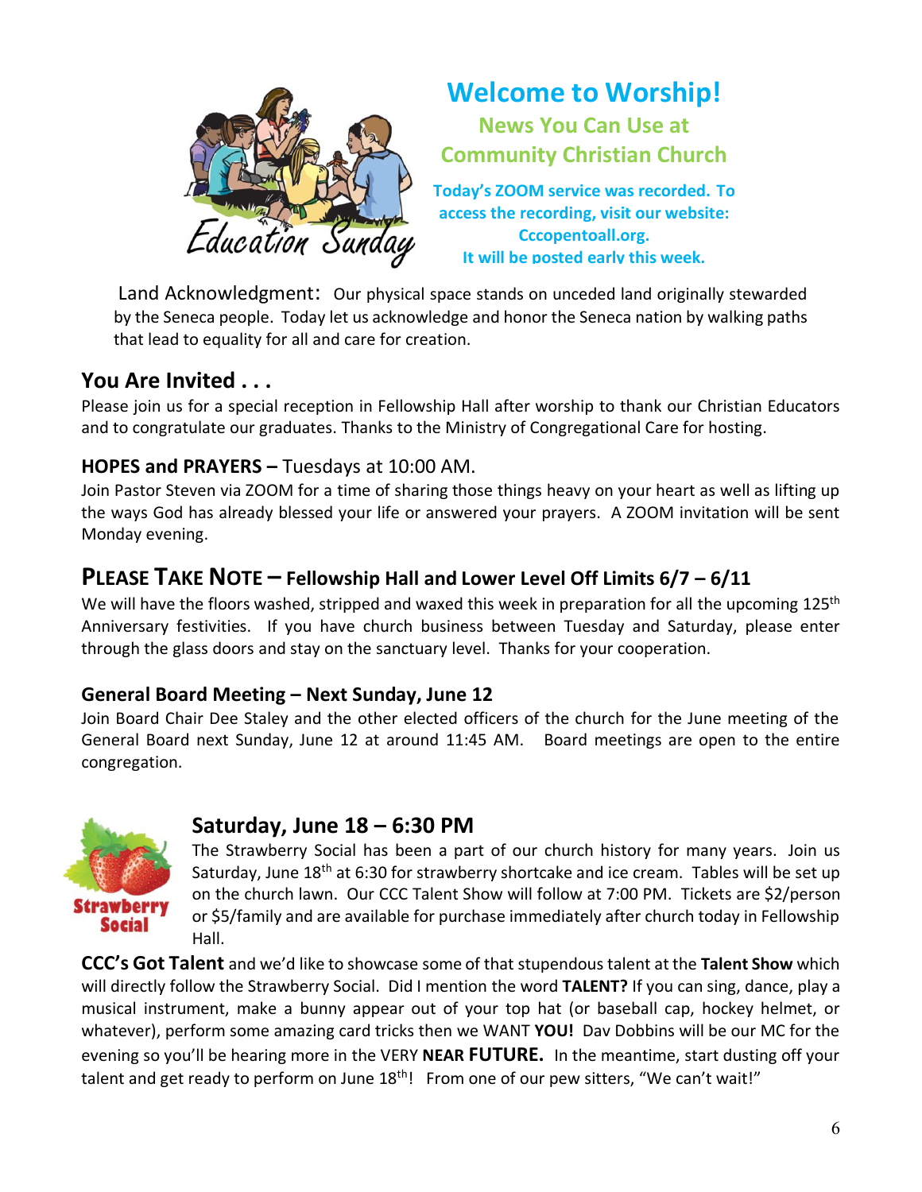# Welcome to Worship!

## News You Can Use at Community Christian Church

**Today's ZOOM service was recorded. To access the recording, visit our website: Cccopentoall.org. It will be posted early this week.**

Land Acknowledgment: Our physical space stands on unceded land originally stewarded by the Seneca people. Today let us acknowledge and honor the Seneca nation by walking paths that lead to equality for all and care for creation.

## You Are Invited . . .

Please join us for a special reception in Fellowship Hall after worship to thank our Christian Educators and to congratulate our graduates. Thanks to the Ministry of Congregational Care for hosting.

### HOPES and PRAYERS – Tuesdays at 10:00 AM.

Join Pastor Steven via ZOOM for a time of sharing those things heavy on your heart as well as lifting up the ways God has already blessed your life or answered your prayers. A ZOOM invitation will be sent Monday evening.

## PLEASE TAKE NOTE – Fellowship Hall and Lower Level Off Limits 6/7 – 6/11

We will have the floors washed, stripped and waxed this week in preparation for all the upcoming 125th Anniversary festivities. If you have church business between Tuesday and Saturday, please enter through the glass doors and stay on the sanctuary level. Thanks for your cooperation.

### General Board Meeting – Next Sunday, June 12

Join Board Chair Dee Staley and the other elected officers of the church for the June meeting of the General Board next Sunday, June 12 at around 11:45 AM. Board meetings are open to the entire congregation.

## Saturday, June 18 – 6:30 PM

The Strawberry Social has been a part of our church history for many years. Join us Saturday, June 18th at 6:30 for strawberry shortcake and ice cream. Tables will be set up on the church lawn. Our CCC Talent Show will follow at 7:00 PM. Tickets are $2/person or $5/family and are available for purchase immediately after church today in Fellowship Hall.

**CCC's Got Talent** and we'd like to showcase some of that stupendous talent at the **Talent Show** which will directly follow the Strawberry Social. Did I mention the word **TALENT?** If you can sing, dance, play a musical instrument, make a bunny appear out of your top hat (or baseball cap, hockey helmet, or whatever), perform some amazing card tricks then we WANT **YOU!** Dav Dobbins will be our MC for the evening so you'll be hearing more in the VERY **NEAR FUTURE.** In the meantime, start dusting off your talent and get ready to perform on June 18th! From one of our pew sitters, "We can't wait!"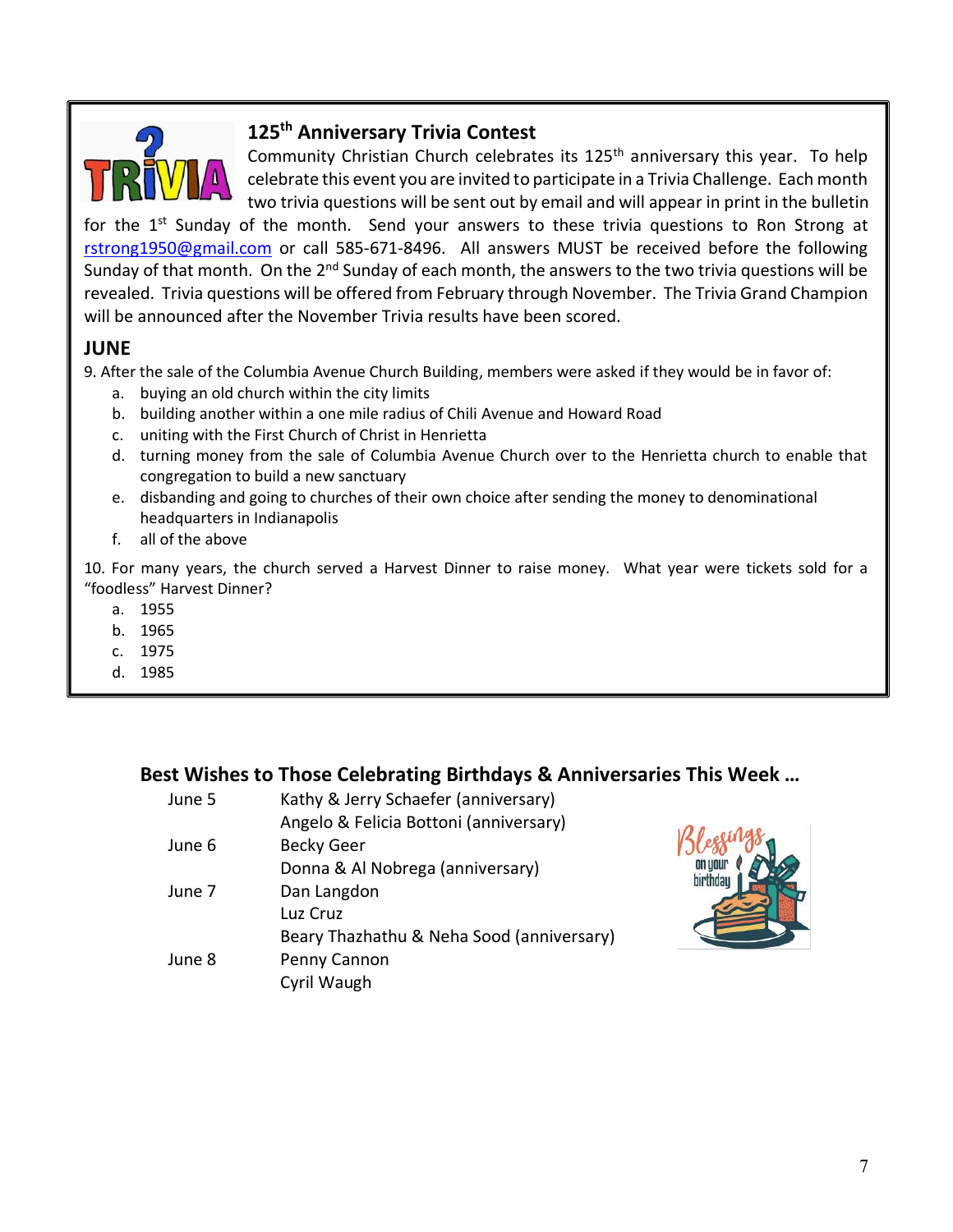## 125th Anniversary Trivia Contest

Community Christian Church celebrates its 125th anniversary this year. To help celebrate this event you are invited to participate in a Trivia Challenge. Each month two trivia questions will be sent out by email and will appear in print in the bulletin for the 1st Sunday of the month. Send your answers to these trivia questions to Ron Strong at rstrong1950@gmail.com or call 585-671-8496. All answers MUST be received before the following Sunday of that month. On the 2nd Sunday of each month, the answers to the two trivia questions will be revealed. Trivia questions will be offered from February through November. The Trivia Grand Champion will be announced after the November Trivia results have been scored.

### JUNE

9. After the sale of the Columbia Avenue Church Building, members were asked if they would be in favor of:
   a. buying an old church within the city limits
   b. building another within a one mile radius of Chili Avenue and Howard Road
   c. uniting with the First Church of Christ in Henrietta
   d. turning money from the sale of Columbia Avenue Church over to the Henrietta church to enable that congregation to build a new sanctuary
   e. disbanding and going to churches of their own choice after sending the money to denominational headquarters in Indianapolis
   f. all of the above

10. For many years, the church served a Harvest Dinner to raise money. What year were tickets sold for a "foodless" Harvest Dinner?
   a. 1955
   b. 1965
   c. 1975
   d. 1985

## Best Wishes to Those Celebrating Birthdays & Anniversaries This Week …

| | |
|---|---|
| June 5 | Kathy & Jerry Schaefer (anniversary) |
| | Angelo & Felicia Bottoni (anniversary) |
| June 6 | Becky Geer |
| | Donna & Al Nobrega (anniversary) |
| June 7 | Dan Langdon |
| | Luz Cruz |
| | Beary Thazhathu & Neha Sood (anniversary) |
| June 8 | Penny Cannon |
| | Cyril Waugh |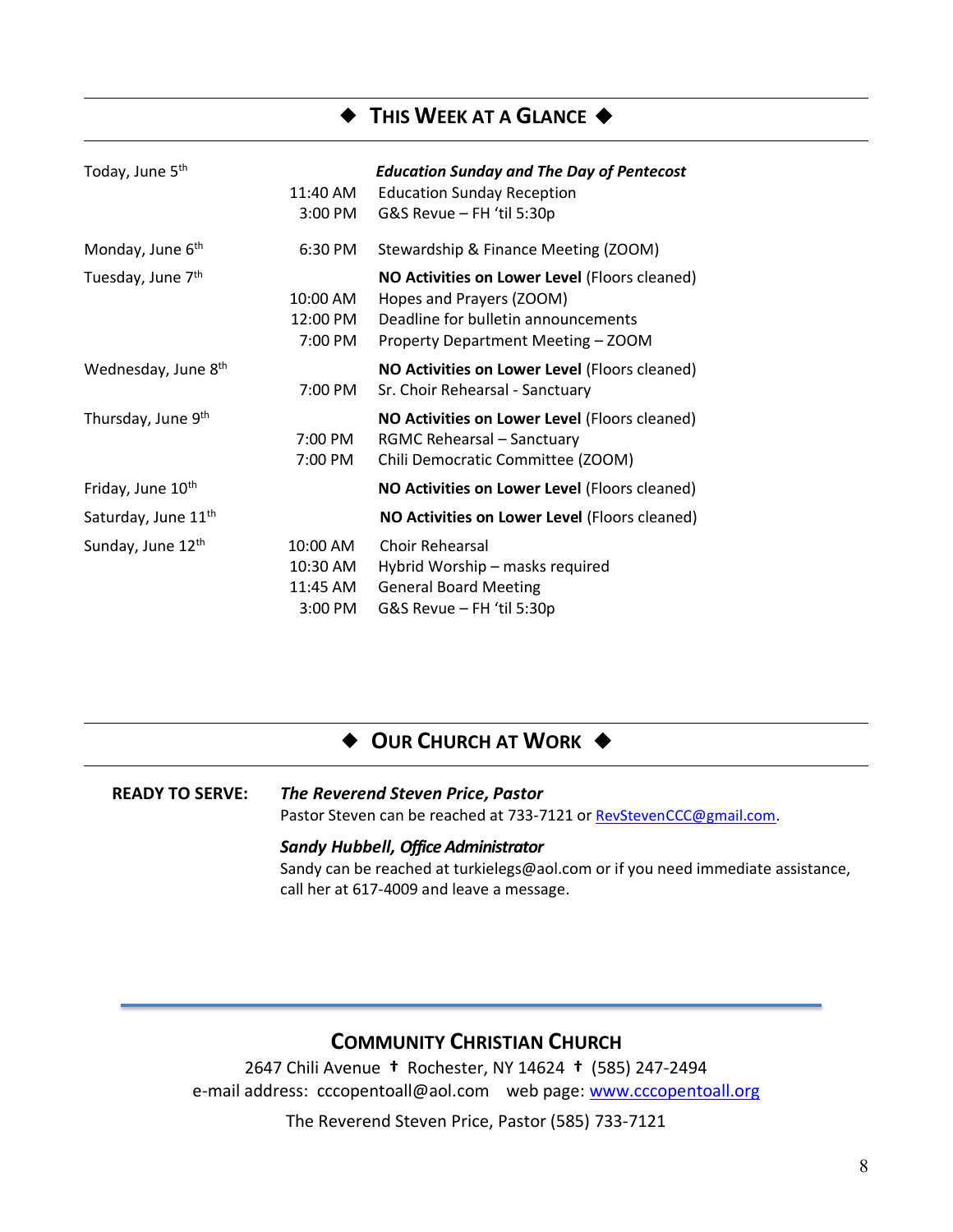## ◆ THIS WEEK AT A GLANCE ◆

| | | |
|---|---|---|
| Today, June 5th | | ***Education Sunday and The Day of Pentecost*** |
| | 11:40 AM | Education Sunday Reception |
| | 3:00 PM | G&S Revue – FH 'til 5:30p |
| Monday, June 6th | 6:30 PM | Stewardship & Finance Meeting (ZOOM) |
| Tuesday, June 7th | | **NO Activities on Lower Level** (Floors cleaned) |
| | 10:00 AM | Hopes and Prayers (ZOOM) |
| | 12:00 PM | Deadline for bulletin announcements |
| | 7:00 PM | Property Department Meeting – ZOOM |
| Wednesday, June 8th | | **NO Activities on Lower Level** (Floors cleaned) |
| | 7:00 PM | Sr. Choir Rehearsal - Sanctuary |
| Thursday, June 9th | | **NO Activities on Lower Level** (Floors cleaned) |
| | 7:00 PM | RGMC Rehearsal – Sanctuary |
| | 7:00 PM | Chili Democratic Committee (ZOOM) |
| Friday, June 10th | | **NO Activities on Lower Level** (Floors cleaned) |
| Saturday, June 11th | | **NO Activities on Lower Level** (Floors cleaned) |
| Sunday, June 12th | 10:00 AM | Choir Rehearsal |
| | 10:30 AM | Hybrid Worship – masks required |
| | 11:45 AM | General Board Meeting |
| | 3:00 PM | G&S Revue – FH 'til 5:30p |

## ◆ OUR CHURCH AT WORK ◆

**READY TO SERVE:**

***The Reverend Steven Price, Pastor***
Pastor Steven can be reached at 733-7121 or RevStevenCCC@gmail.com.

***Sandy Hubbell, Office Administrator***
Sandy can be reached at turkielegs@aol.com or if you need immediate assistance, call her at 617-4009 and leave a message.

---

## COMMUNITY CHRISTIAN CHURCH

2647 Chili Avenue ✝ Rochester, NY 14624 ✝ (585) 247-2494

e-mail address: cccopentoall@aol.com web page: www.cccopentoall.org

The Reverend Steven Price, Pastor (585) 733-7121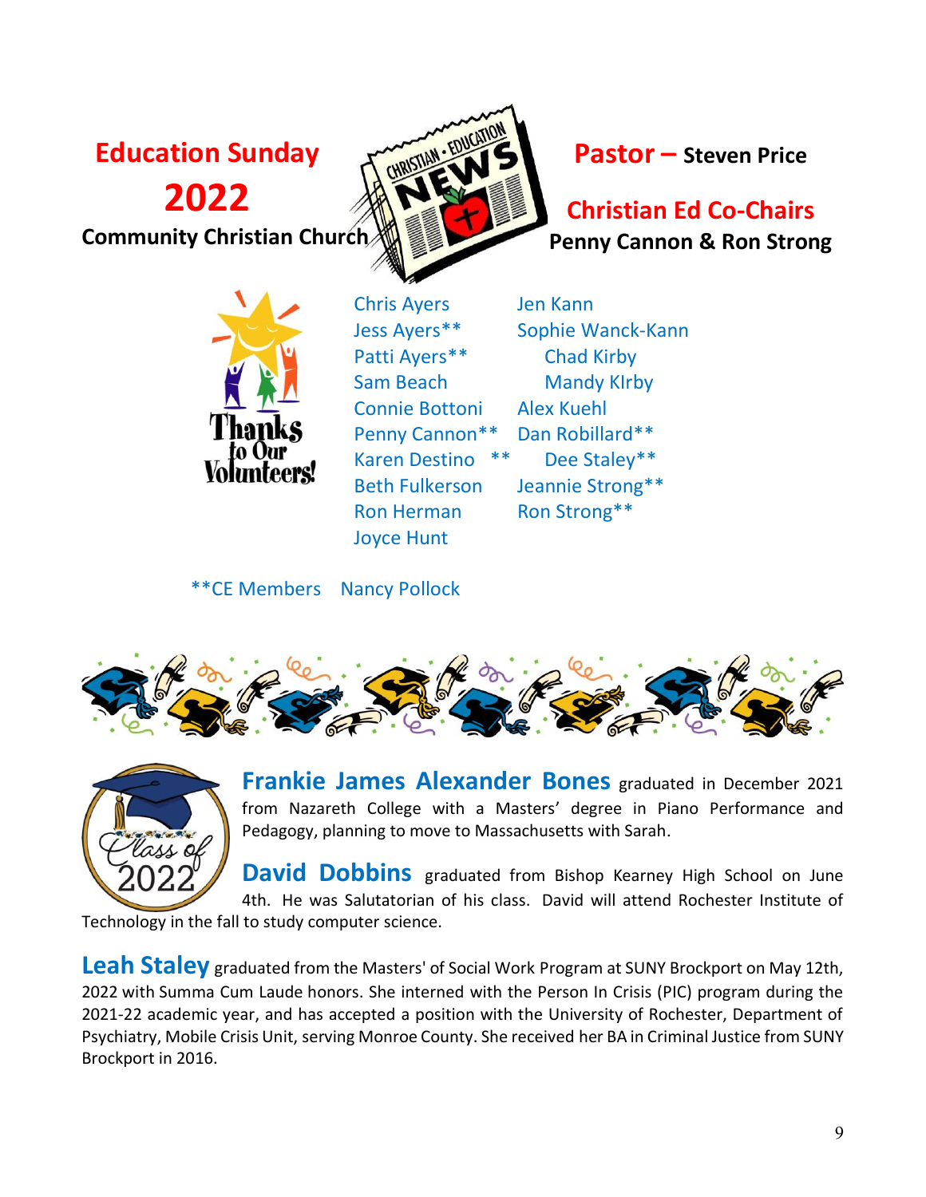# Education Sunday

# 2022

**Community Christian Church**

## Pastor – Steven Price

## Christian Ed Co-Chairs

**Penny Cannon & Ron Strong**

Thanks to Our Volunteers!

Chris Ayers
Jess Ayers**
Patti Ayers**
Sam Beach
Connie Bottoni
Penny Cannon**
Karen Destino **
Beth Fulkerson
Ron Herman
Joyce Hunt
Jen Kann
Sophie Wanck-Kann
Chad Kirby
Mandy KIrby
Alex Kuehl
Dan Robillard**
Dee Staley**
Jeannie Strong**
Ron Strong**
Nancy Pollock

**CE Members

**Frankie James Alexander Bones** graduated in December 2021 from Nazareth College with a Masters' degree in Piano Performance and Pedagogy, planning to move to Massachusetts with Sarah.

**David Dobbins** graduated from Bishop Kearney High School on June 4th. He was Salutatorian of his class. David will attend Rochester Institute of Technology in the fall to study computer science.

**Leah Staley** graduated from the Masters' of Social Work Program at SUNY Brockport on May 12th, 2022 with Summa Cum Laude honors. She interned with the Person In Crisis (PIC) program during the 2021-22 academic year, and has accepted a position with the University of Rochester, Department of Psychiatry, Mobile Crisis Unit, serving Monroe County. She received her BA in Criminal Justice from SUNY Brockport in 2016.